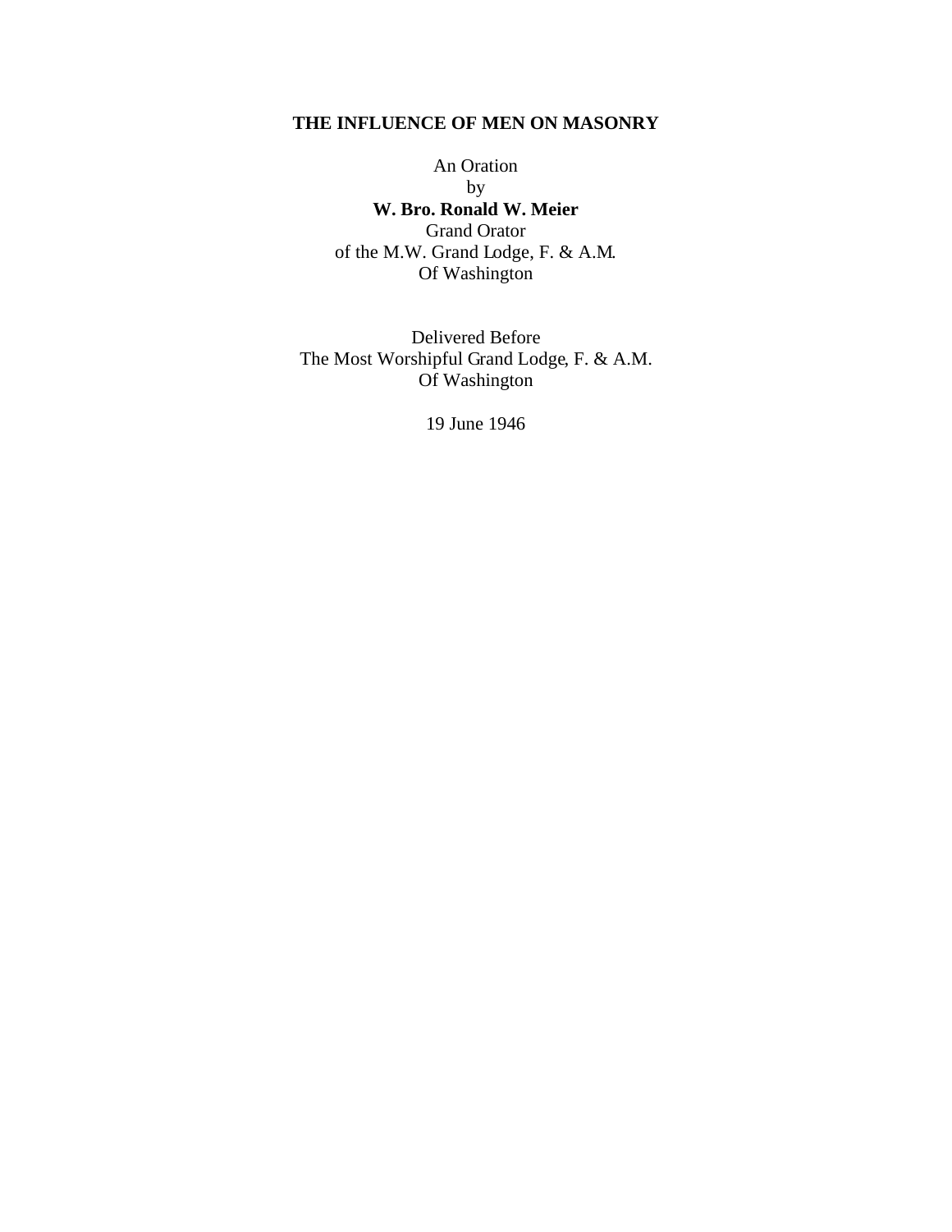# THE INFLUENCE OF MEN ON MASONRY

An Oration
by
**W. Bro. Ronald W. Meier**
Grand Orator
of the M.W. Grand Lodge, F. & A.M.
Of Washington

Delivered Before
The Most Worshipful Grand Lodge, F. & A.M.
Of Washington

19 June 1946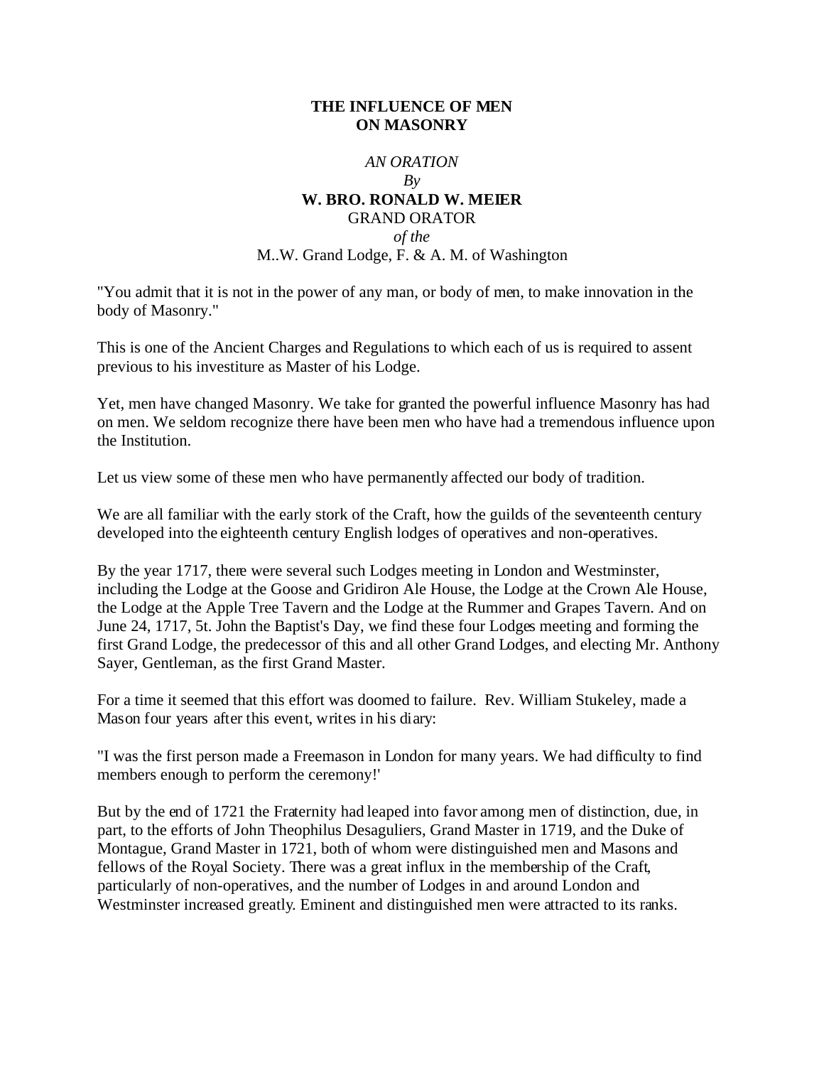**THE INFLUENCE OF MEN ON MASONRY**

*AN ORATION*
*By*
**W. BRO. RONALD W. MEIER**
GRAND ORATOR
*of the*
M..W. Grand Lodge, F. & A. M. of Washington

"You admit that it is not in the power of any man, or body of men, to make innovation in the body of Masonry."

This is one of the Ancient Charges and Regulations to which each of us is required to assent previous to his investiture as Master of his Lodge.

Yet, men have changed Masonry. We take for granted the powerful influence Masonry has had on men. We seldom recognize there have been men who have had a tremendous influence upon the Institution.

Let us view some of these men who have permanently affected our body of tradition.

We are all familiar with the early stork of the Craft, how the guilds of the seventeenth century developed into the eighteenth century English lodges of operatives and non-operatives.

By the year 1717, there were several such Lodges meeting in London and Westminster, including the Lodge at the Goose and Gridiron Ale House, the Lodge at the Crown Ale House, the Lodge at the Apple Tree Tavern and the Lodge at the Rummer and Grapes Tavern. And on June 24, 1717, 5t. John the Baptist's Day, we find these four Lodges meeting and forming the first Grand Lodge, the predecessor of this and all other Grand Lodges, and electing Mr. Anthony Sayer, Gentleman, as the first Grand Master.

For a time it seemed that this effort was doomed to failure. Rev. William Stukeley, made a Mason four years after this event, writes in his diary:

"I was the first person made a Freemason in London for many years. We had difficulty to find members enough to perform the ceremony!'

But by the end of 1721 the Fraternity had leaped into favor among men of distinction, due, in part, to the efforts of John Theophilus Desaguliers, Grand Master in 1719, and the Duke of Montague, Grand Master in 1721, both of whom were distinguished men and Masons and fellows of the Royal Society. There was a great influx in the membership of the Craft, particularly of non-operatives, and the number of Lodges in and around London and Westminster increased greatly. Eminent and distinguished men were attracted to its ranks.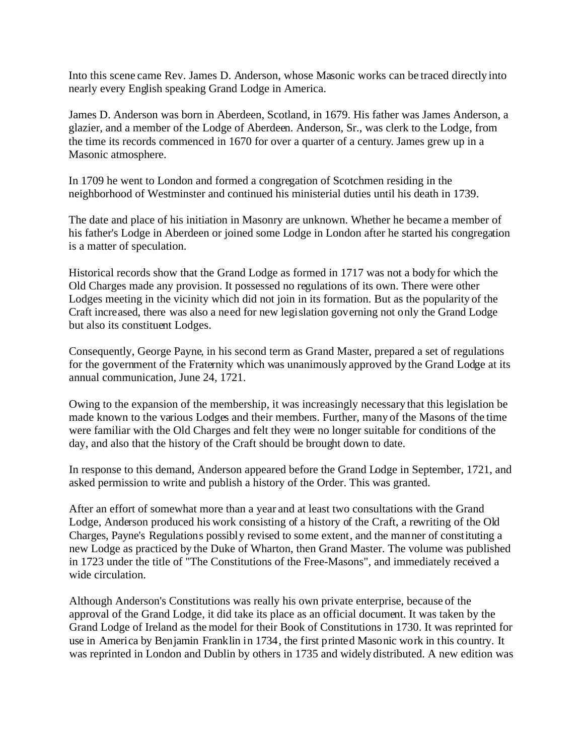Into this scene came Rev. James D. Anderson, whose Masonic works can be traced directly into nearly every English speaking Grand Lodge in America.

James D. Anderson was born in Aberdeen, Scotland, in 1679. His father was James Anderson, a glazier, and a member of the Lodge of Aberdeen. Anderson, Sr., was clerk to the Lodge, from the time its records commenced in 1670 for over a quarter of a century. James grew up in a Masonic atmosphere.

In 1709 he went to London and formed a congregation of Scotchmen residing in the neighborhood of Westminster and continued his ministerial duties until his death in 1739.

The date and place of his initiation in Masonry are unknown. Whether he became a member of his father's Lodge in Aberdeen or joined some Lodge in London after he started his congregation is a matter of speculation.

Historical records show that the Grand Lodge as formed in 1717 was not a body for which the Old Charges made any provision. It possessed no regulations of its own. There were other Lodges meeting in the vicinity which did not join in its formation. But as the popularity of the Craft increased, there was also a need for new legislation governing not only the Grand Lodge but also its constituent Lodges.

Consequently, George Payne, in his second term as Grand Master, prepared a set of regulations for the government of the Fraternity which was unanimously approved by the Grand Lodge at its annual communication, June 24, 1721.

Owing to the expansion of the membership, it was increasingly necessary that this legislation be made known to the various Lodges and their members. Further, many of the Masons of the time were familiar with the Old Charges and felt they were no longer suitable for conditions of the day, and also that the history of the Craft should be brought down to date.

In response to this demand, Anderson appeared before the Grand Lodge in September, 1721, and asked permission to write and publish a history of the Order. This was granted.

After an effort of somewhat more than a year and at least two consultations with the Grand Lodge, Anderson produced his work consisting of a history of the Craft, a rewriting of the Old Charges, Payne's Regulations possibly revised to some extent, and the manner of constituting a new Lodge as practiced by the Duke of Wharton, then Grand Master. The volume was published in 1723 under the title of "The Constitutions of the Free-Masons", and immediately received a wide circulation.

Although Anderson's Constitutions was really his own private enterprise, because of the approval of the Grand Lodge, it did take its place as an official document. It was taken by the Grand Lodge of Ireland as the model for their Book of Constitutions in 1730. It was reprinted for use in America by Benjamin Franklin in 1734, the first printed Masonic work in this country. It was reprinted in London and Dublin by others in 1735 and widely distributed. A new edition was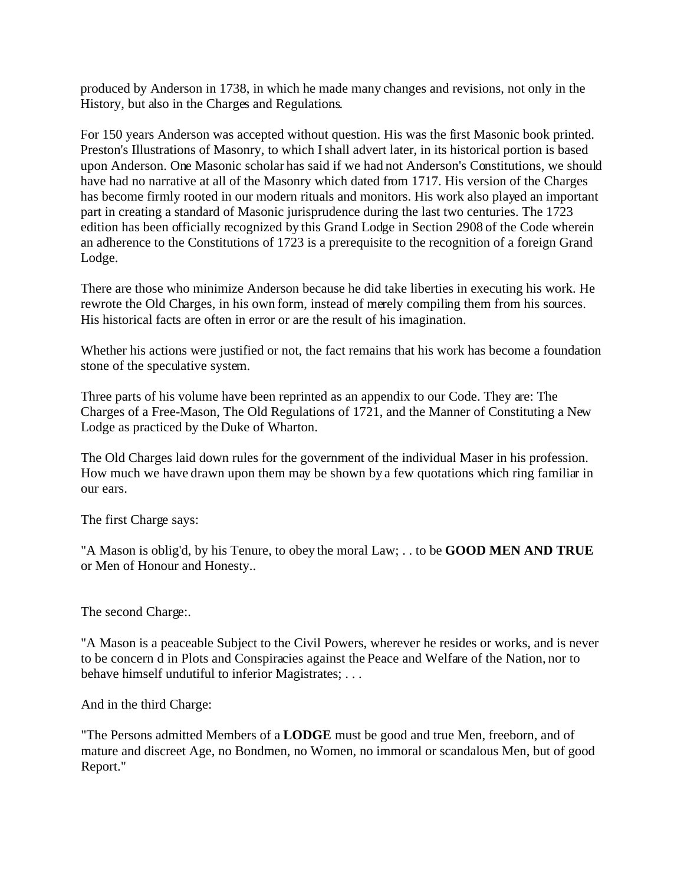produced by Anderson in 1738, in which he made many changes and revisions, not only in the History, but also in the Charges and Regulations.

For 150 years Anderson was accepted without question. His was the first Masonic book printed. Preston's Illustrations of Masonry, to which I shall advert later, in its historical portion is based upon Anderson. One Masonic scholar has said if we had not Anderson's Constitutions, we should have had no narrative at all of the Masonry which dated from 1717. His version of the Charges has become firmly rooted in our modern rituals and monitors. His work also played an important part in creating a standard of Masonic jurisprudence during the last two centuries. The 1723 edition has been officially recognized by this Grand Lodge in Section 2908 of the Code wherein an adherence to the Constitutions of 1723 is a prerequisite to the recognition of a foreign Grand Lodge.

There are those who minimize Anderson because he did take liberties in executing his work. He rewrote the Old Charges, in his own form, instead of merely compiling them from his sources. His historical facts are often in error or are the result of his imagination.

Whether his actions were justified or not, the fact remains that his work has become a foundation stone of the speculative system.

Three parts of his volume have been reprinted as an appendix to our Code. They are: The Charges of a Free-Mason, The Old Regulations of 1721, and the Manner of Constituting a New Lodge as practiced by the Duke of Wharton.

The Old Charges laid down rules for the government of the individual Maser in his profession. How much we have drawn upon them may be shown by a few quotations which ring familiar in our ears.

The first Charge says:

"A Mason is oblig'd, by his Tenure, to obey the moral Law; . . to be **GOOD MEN AND TRUE** or Men of Honour and Honesty..

The second Charge:.

"A Mason is a peaceable Subject to the Civil Powers, wherever he resides or works, and is never to be concern d in Plots and Conspiracies against the Peace and Welfare of the Nation, nor to behave himself undutiful to inferior Magistrates; . . .

And in the third Charge:

"The Persons admitted Members of a **LODGE** must be good and true Men, freeborn, and of mature and discreet Age, no Bondmen, no Women, no immoral or scandalous Men, but of good Report."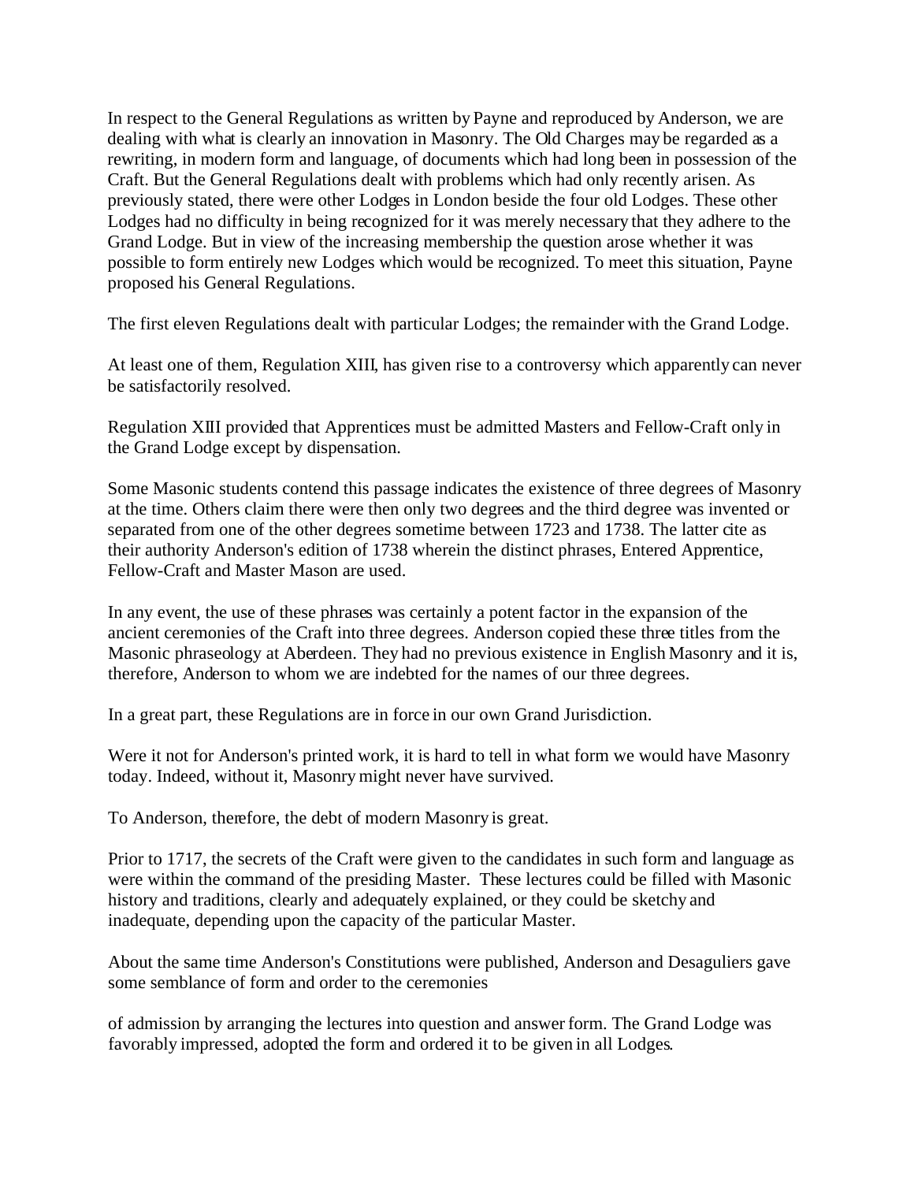In respect to the General Regulations as written by Payne and reproduced by Anderson, we are dealing with what is clearly an innovation in Masonry. The Old Charges may be regarded as a rewriting, in modern form and language, of documents which had long been in possession of the Craft. But the General Regulations dealt with problems which had only recently arisen. As previously stated, there were other Lodges in London beside the four old Lodges. These other Lodges had no difficulty in being recognized for it was merely necessary that they adhere to the Grand Lodge. But in view of the increasing membership the question arose whether it was possible to form entirely new Lodges which would be recognized. To meet this situation, Payne proposed his General Regulations.

The first eleven Regulations dealt with particular Lodges; the remainder with the Grand Lodge.

At least one of them, Regulation XIII, has given rise to a controversy which apparently can never be satisfactorily resolved.

Regulation XIII provided that Apprentices must be admitted Masters and Fellow-Craft only in the Grand Lodge except by dispensation.

Some Masonic students contend this passage indicates the existence of three degrees of Masonry at the time. Others claim there were then only two degrees and the third degree was invented or separated from one of the other degrees sometime between 1723 and 1738. The latter cite as their authority Anderson's edition of 1738 wherein the distinct phrases, Entered Apprentice, Fellow-Craft and Master Mason are used.

In any event, the use of these phrases was certainly a potent factor in the expansion of the ancient ceremonies of the Craft into three degrees. Anderson copied these three titles from the Masonic phraseology at Aberdeen. They had no previous existence in English Masonry and it is, therefore, Anderson to whom we are indebted for the names of our three degrees.

In a great part, these Regulations are in force in our own Grand Jurisdiction.

Were it not for Anderson's printed work, it is hard to tell in what form we would have Masonry today. Indeed, without it, Masonry might never have survived.

To Anderson, therefore, the debt of modern Masonry is great.

Prior to 1717, the secrets of the Craft were given to the candidates in such form and language as were within the command of the presiding Master. These lectures could be filled with Masonic history and traditions, clearly and adequately explained, or they could be sketchy and inadequate, depending upon the capacity of the particular Master.

About the same time Anderson's Constitutions were published, Anderson and Desaguliers gave some semblance of form and order to the ceremonies of admission by arranging the lectures into question and answer form. The Grand Lodge was favorably impressed, adopted the form and ordered it to be given in all Lodges.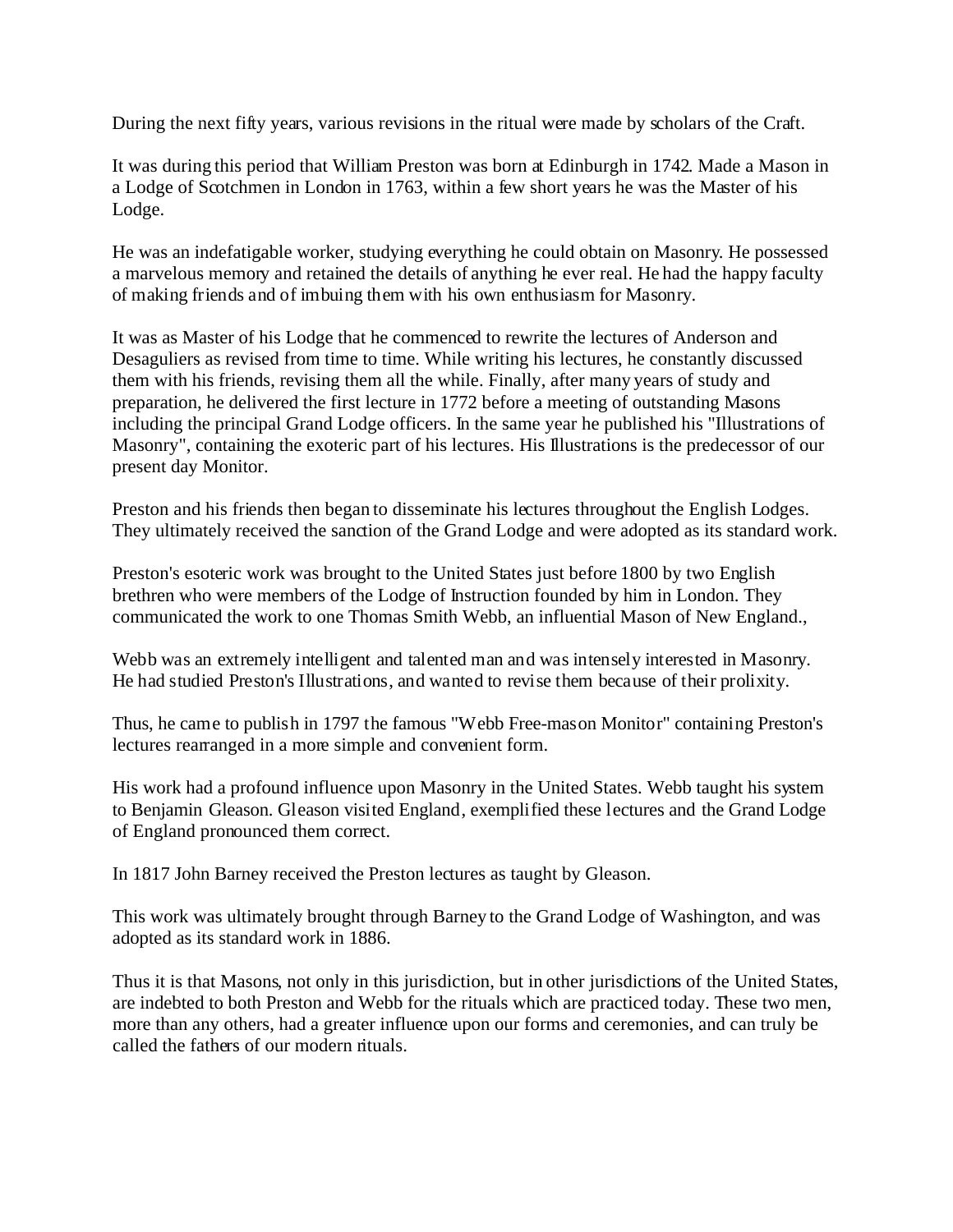During the next fifty years, various revisions in the ritual were made by scholars of the Craft.

It was during this period that William Preston was born at Edinburgh in 1742. Made a Mason in a Lodge of Scotchmen in London in 1763, within a few short years he was the Master of his Lodge.

He was an indefatigable worker, studying everything he could obtain on Masonry. He possessed a marvelous memory and retained the details of anything he ever real. He had the happy faculty of making friends and of imbuing them with his own enthusiasm for Masonry.

It was as Master of his Lodge that he commenced to rewrite the lectures of Anderson and Desaguliers as revised from time to time. While writing his lectures, he constantly discussed them with his friends, revising them all the while. Finally, after many years of study and preparation, he delivered the first lecture in 1772 before a meeting of outstanding Masons including the principal Grand Lodge officers. In the same year he published his "Illustrations of Masonry", containing the exoteric part of his lectures. His Illustrations is the predecessor of our present day Monitor.

Preston and his friends then began to disseminate his lectures throughout the English Lodges. They ultimately received the sanction of the Grand Lodge and were adopted as its standard work.

Preston's esoteric work was brought to the United States just before 1800 by two English brethren who were members of the Lodge of Instruction founded by him in London. They communicated the work to one Thomas Smith Webb, an influential Mason of New England.,

Webb was an extremely intelligent and talented man and was intensely interested in Masonry. He had studied Preston's Illustrations, and wanted to revise them because of their prolixity.

Thus, he came to publish in 1797 the famous "Webb Free-mason Monitor" containing Preston's lectures rearranged in a more simple and convenient form.

His work had a profound influence upon Masonry in the United States. Webb taught his system to Benjamin Gleason. Gleason visited England, exemplified these lectures and the Grand Lodge of England pronounced them correct.

In 1817 John Barney received the Preston lectures as taught by Gleason.

This work was ultimately brought through Barney to the Grand Lodge of Washington, and was adopted as its standard work in 1886.

Thus it is that Masons, not only in this jurisdiction, but in other jurisdictions of the United States, are indebted to both Preston and Webb for the rituals which are practiced today. These two men, more than any others, had a greater influence upon our forms and ceremonies, and can truly be called the fathers of our modern rituals.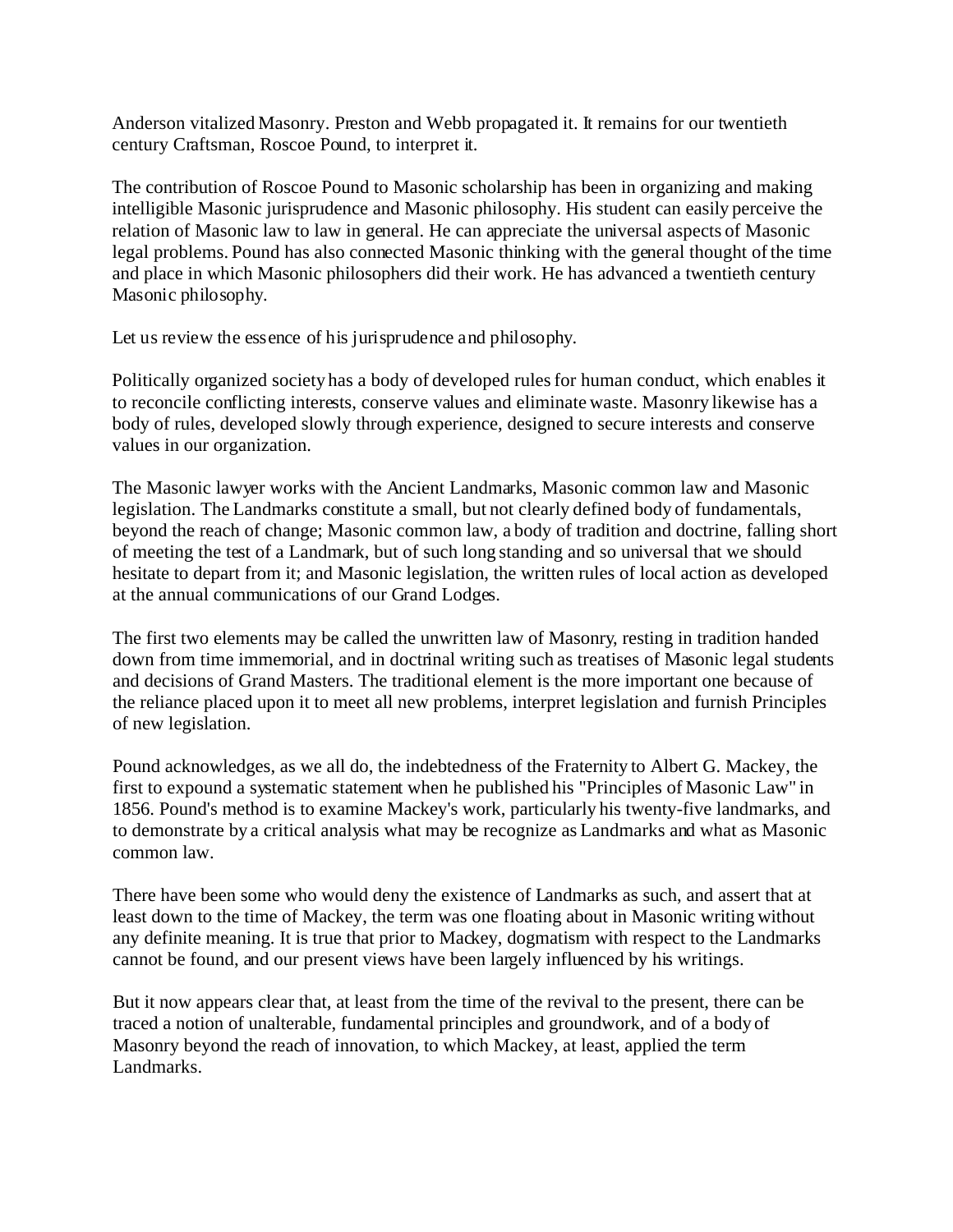Anderson vitalized Masonry. Preston and Webb propagated it. It remains for our twentieth century Craftsman, Roscoe Pound, to interpret it.

The contribution of Roscoe Pound to Masonic scholarship has been in organizing and making intelligible Masonic jurisprudence and Masonic philosophy. His student can easily perceive the relation of Masonic law to law in general. He can appreciate the universal aspects of Masonic legal problems. Pound has also connected Masonic thinking with the general thought of the time and place in which Masonic philosophers did their work. He has advanced a twentieth century Masonic philosophy.

Let us review the essence of his jurisprudence and philosophy.

Politically organized society has a body of developed rules for human conduct, which enables it to reconcile conflicting interests, conserve values and eliminate waste. Masonry likewise has a body of rules, developed slowly through experience, designed to secure interests and conserve values in our organization.

The Masonic lawyer works with the Ancient Landmarks, Masonic common law and Masonic legislation. The Landmarks constitute a small, but not clearly defined body of fundamentals, beyond the reach of change; Masonic common law, a body of tradition and doctrine, falling short of meeting the test of a Landmark, but of such long standing and so universal that we should hesitate to depart from it; and Masonic legislation, the written rules of local action as developed at the annual communications of our Grand Lodges.

The first two elements may be called the unwritten law of Masonry, resting in tradition handed down from time immemorial, and in doctrinal writing such as treatises of Masonic legal students and decisions of Grand Masters. The traditional element is the more important one because of the reliance placed upon it to meet all new problems, interpret legislation and furnish Principles of new legislation.

Pound acknowledges, as we all do, the indebtedness of the Fraternity to Albert G. Mackey, the first to expound a systematic statement when he published his "Principles of Masonic Law" in 1856. Pound's method is to examine Mackey's work, particularly his twenty-five landmarks, and to demonstrate by a critical analysis what may be recognize as Landmarks and what as Masonic common law.

There have been some who would deny the existence of Landmarks as such, and assert that at least down to the time of Mackey, the term was one floating about in Masonic writing without any definite meaning. It is true that prior to Mackey, dogmatism with respect to the Landmarks cannot be found, and our present views have been largely influenced by his writings.

But it now appears clear that, at least from the time of the revival to the present, there can be traced a notion of unalterable, fundamental principles and groundwork, and of a body of Masonry beyond the reach of innovation, to which Mackey, at least, applied the term Landmarks.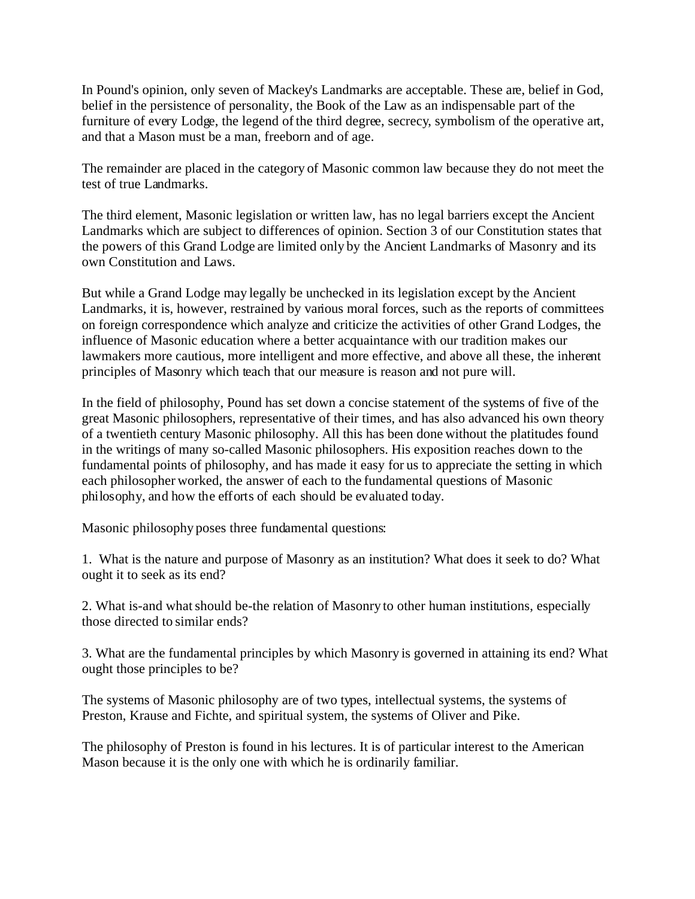In Pound's opinion, only seven of Mackey's Landmarks are acceptable. These are, belief in God, belief in the persistence of personality, the Book of the Law as an indispensable part of the furniture of every Lodge, the legend of the third degree, secrecy, symbolism of the operative art, and that a Mason must be a man, freeborn and of age.

The remainder are placed in the category of Masonic common law because they do not meet the test of true Landmarks.

The third element, Masonic legislation or written law, has no legal barriers except the Ancient Landmarks which are subject to differences of opinion. Section 3 of our Constitution states that the powers of this Grand Lodge are limited only by the Ancient Landmarks of Masonry and its own Constitution and Laws.

But while a Grand Lodge may legally be unchecked in its legislation except by the Ancient Landmarks, it is, however, restrained by various moral forces, such as the reports of committees on foreign correspondence which analyze and criticize the activities of other Grand Lodges, the influence of Masonic education where a better acquaintance with our tradition makes our lawmakers more cautious, more intelligent and more effective, and above all these, the inherent principles of Masonry which teach that our measure is reason and not pure will.

In the field of philosophy, Pound has set down a concise statement of the systems of five of the great Masonic philosophers, representative of their times, and has also advanced his own theory of a twentieth century Masonic philosophy. All this has been done without the platitudes found in the writings of many so-called Masonic philosophers. His exposition reaches down to the fundamental points of philosophy, and has made it easy for us to appreciate the setting in which each philosopher worked, the answer of each to the fundamental questions of Masonic philosophy, and how the efforts of each should be evaluated today.

Masonic philosophy poses three fundamental questions:

1. What is the nature and purpose of Masonry as an institution? What does it seek to do? What ought it to seek as its end?

2. What is-and what should be-the relation of Masonry to other human institutions, especially those directed to similar ends?

3. What are the fundamental principles by which Masonry is governed in attaining its end? What ought those principles to be?

The systems of Masonic philosophy are of two types, intellectual systems, the systems of Preston, Krause and Fichte, and spiritual system, the systems of Oliver and Pike.

The philosophy of Preston is found in his lectures. It is of particular interest to the American Mason because it is the only one with which he is ordinarily familiar.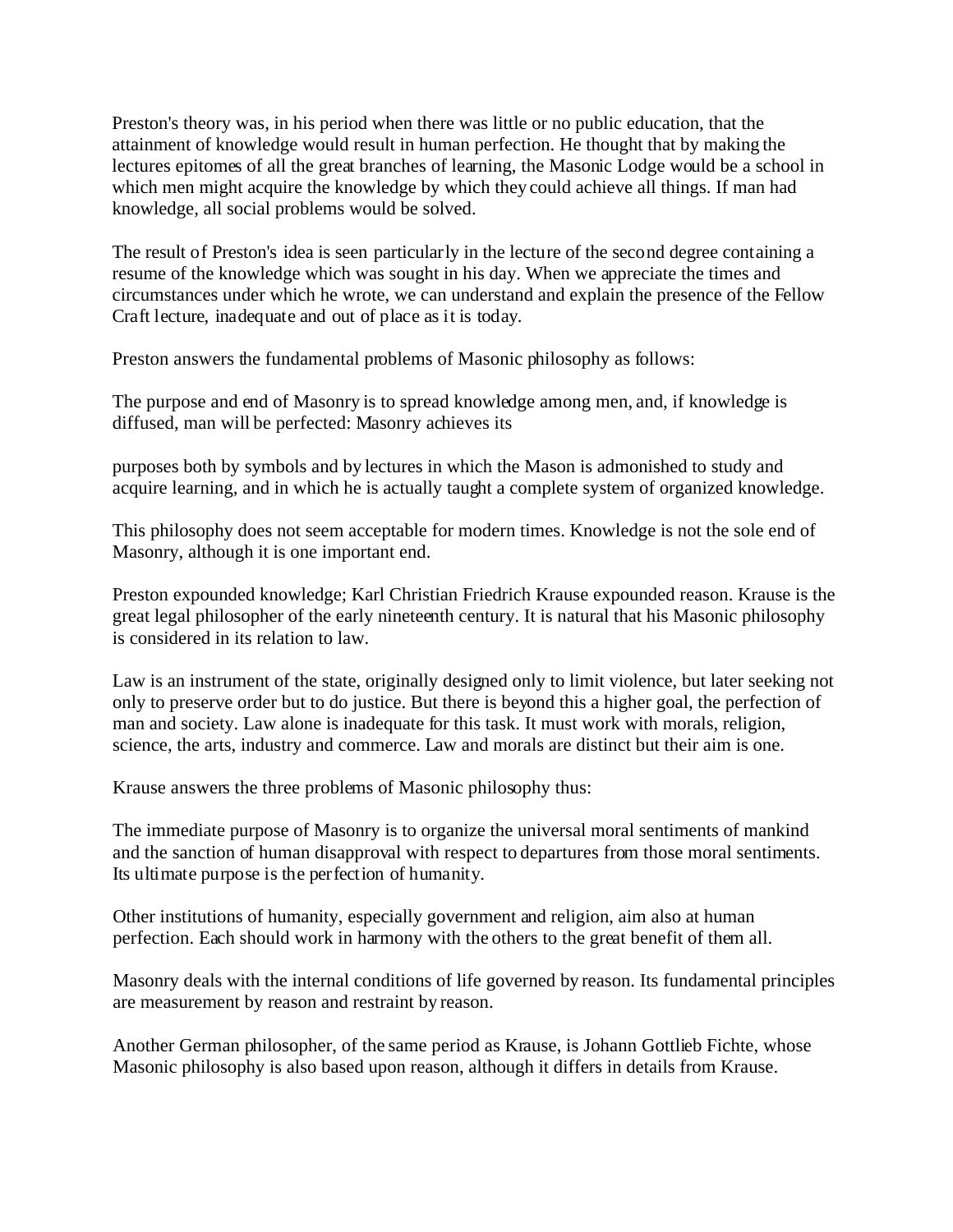Preston's theory was, in his period when there was little or no public education, that the attainment of knowledge would result in human perfection. He thought that by making the lectures epitomes of all the great branches of learning, the Masonic Lodge would be a school in which men might acquire the knowledge by which they could achieve all things. If man had knowledge, all social problems would be solved.

The result of Preston's idea is seen particularly in the lecture of the second degree containing a resume of the knowledge which was sought in his day. When we appreciate the times and circumstances under which he wrote, we can understand and explain the presence of the Fellow Craft lecture, inadequate and out of place as it is today.

Preston answers the fundamental problems of Masonic philosophy as follows:

The purpose and end of Masonry is to spread knowledge among men, and, if knowledge is diffused, man will be perfected: Masonry achieves its purposes both by symbols and by lectures in which the Mason is admonished to study and acquire learning, and in which he is actually taught a complete system of organized knowledge.

This philosophy does not seem acceptable for modern times. Knowledge is not the sole end of Masonry, although it is one important end.

Preston expounded knowledge; Karl Christian Friedrich Krause expounded reason. Krause is the great legal philosopher of the early nineteenth century. It is natural that his Masonic philosophy is considered in its relation to law.

Law is an instrument of the state, originally designed only to limit violence, but later seeking not only to preserve order but to do justice. But there is beyond this a higher goal, the perfection of man and society. Law alone is inadequate for this task. It must work with morals, religion, science, the arts, industry and commerce. Law and morals are distinct but their aim is one.

Krause answers the three problems of Masonic philosophy thus:

The immediate purpose of Masonry is to organize the universal moral sentiments of mankind and the sanction of human disapproval with respect to departures from those moral sentiments. Its ultimate purpose is the perfection of humanity.

Other institutions of humanity, especially government and religion, aim also at human perfection. Each should work in harmony with the others to the great benefit of them all.

Masonry deals with the internal conditions of life governed by reason. Its fundamental principles are measurement by reason and restraint by reason.

Another German philosopher, of the same period as Krause, is Johann Gottlieb Fichte, whose Masonic philosophy is also based upon reason, although it differs in details from Krause.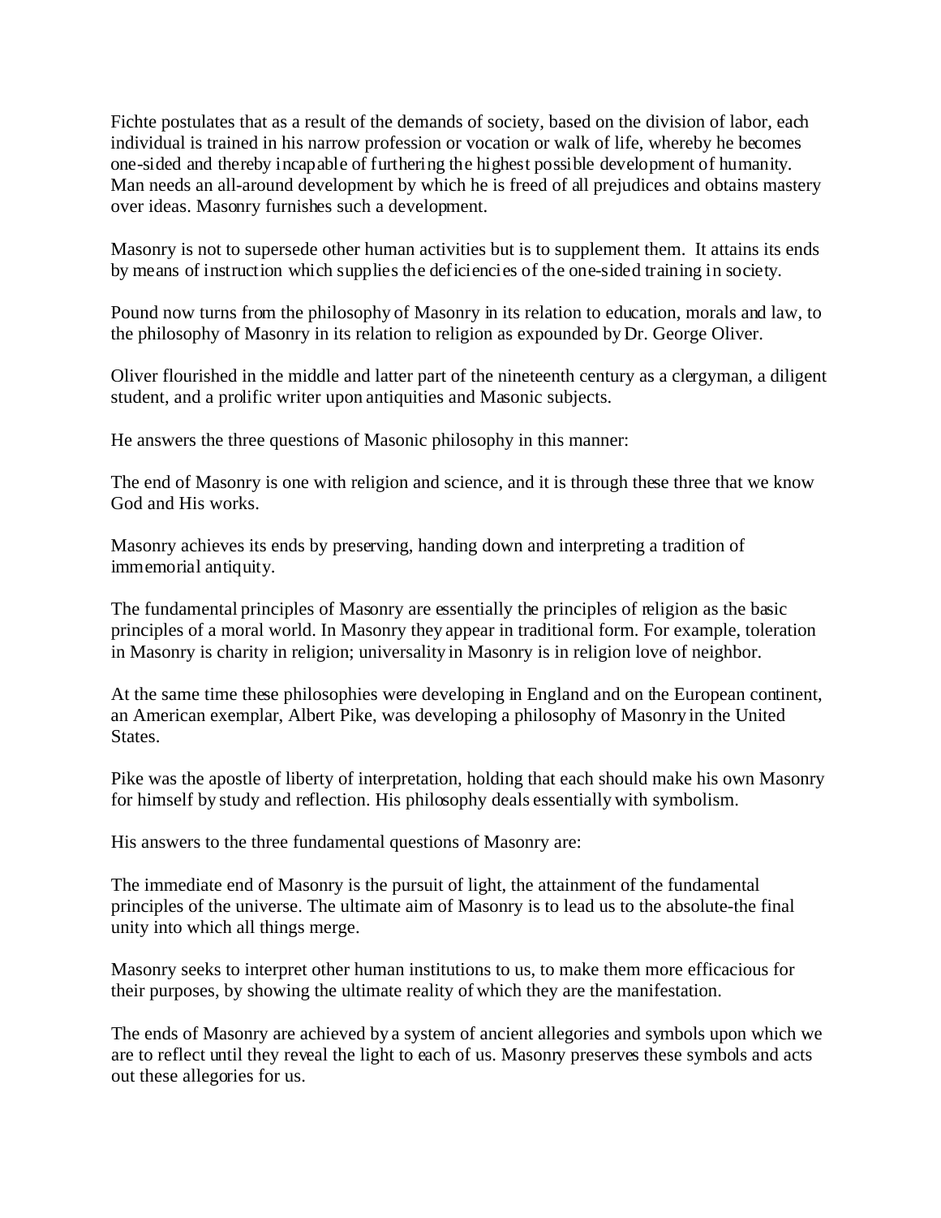Fichte postulates that as a result of the demands of society, based on the division of labor, each individual is trained in his narrow profession or vocation or walk of life, whereby he becomes one-sided and thereby incapable of furthering the highest possible development of humanity. Man needs an all-around development by which he is freed of all prejudices and obtains mastery over ideas. Masonry furnishes such a development.

Masonry is not to supersede other human activities but is to supplement them. It attains its ends by means of instruction which supplies the deficiencies of the one-sided training in society.

Pound now turns from the philosophy of Masonry in its relation to education, morals and law, to the philosophy of Masonry in its relation to religion as expounded by Dr. George Oliver.

Oliver flourished in the middle and latter part of the nineteenth century as a clergyman, a diligent student, and a prolific writer upon antiquities and Masonic subjects.

He answers the three questions of Masonic philosophy in this manner:

The end of Masonry is one with religion and science, and it is through these three that we know God and His works.

Masonry achieves its ends by preserving, handing down and interpreting a tradition of immemorial antiquity.

The fundamental principles of Masonry are essentially the principles of religion as the basic principles of a moral world. In Masonry they appear in traditional form. For example, toleration in Masonry is charity in religion; universality in Masonry is in religion love of neighbor.

At the same time these philosophies were developing in England and on the European continent, an American exemplar, Albert Pike, was developing a philosophy of Masonry in the United States.

Pike was the apostle of liberty of interpretation, holding that each should make his own Masonry for himself by study and reflection. His philosophy deals essentially with symbolism.

His answers to the three fundamental questions of Masonry are:

The immediate end of Masonry is the pursuit of light, the attainment of the fundamental principles of the universe. The ultimate aim of Masonry is to lead us to the absolute-the final unity into which all things merge.

Masonry seeks to interpret other human institutions to us, to make them more efficacious for their purposes, by showing the ultimate reality of which they are the manifestation.

The ends of Masonry are achieved by a system of ancient allegories and symbols upon which we are to reflect until they reveal the light to each of us. Masonry preserves these symbols and acts out these allegories for us.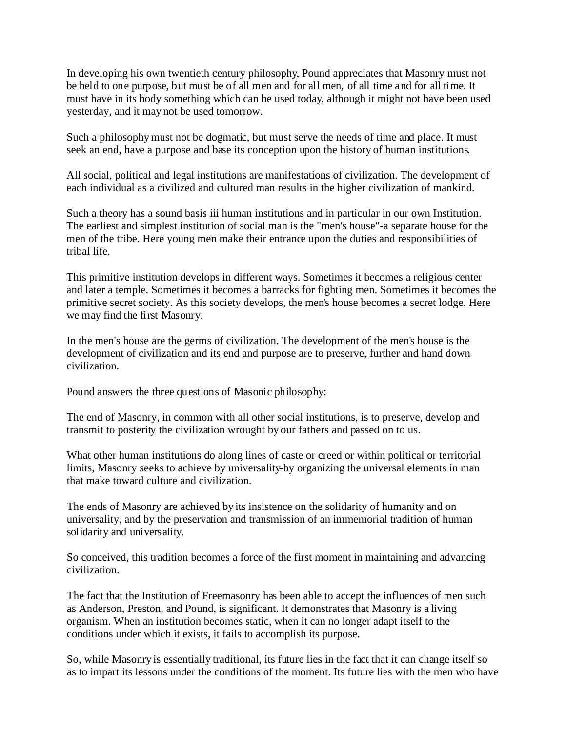In developing his own twentieth century philosophy, Pound appreciates that Masonry must not be held to one purpose, but must be of all men and for all men, of all time and for all time. It must have in its body something which can be used today, although it might not have been used yesterday, and it may not be used tomorrow.

Such a philosophy must not be dogmatic, but must serve the needs of time and place. It must seek an end, have a purpose and base its conception upon the history of human institutions.

All social, political and legal institutions are manifestations of civilization. The development of each individual as a civilized and cultured man results in the higher civilization of mankind.

Such a theory has a sound basis iii human institutions and in particular in our own Institution. The earliest and simplest institution of social man is the "men's house"-a separate house for the men of the tribe. Here young men make their entrance upon the duties and responsibilities of tribal life.

This primitive institution develops in different ways. Sometimes it becomes a religious center and later a temple. Sometimes it becomes a barracks for fighting men. Sometimes it becomes the primitive secret society. As this society develops, the men's house becomes a secret lodge. Here we may find the first Masonry.

In the men's house are the germs of civilization. The development of the men's house is the development of civilization and its end and purpose are to preserve, further and hand down civilization.

Pound answers the three questions of Masonic philosophy:

The end of Masonry, in common with all other social institutions, is to preserve, develop and transmit to posterity the civilization wrought by our fathers and passed on to us.

What other human institutions do along lines of caste or creed or within political or territorial limits, Masonry seeks to achieve by universality-by organizing the universal elements in man that make toward culture and civilization.

The ends of Masonry are achieved by its insistence on the solidarity of humanity and on universality, and by the preservation and transmission of an immemorial tradition of human solidarity and universality.

So conceived, this tradition becomes a force of the first moment in maintaining and advancing civilization.

The fact that the Institution of Freemasonry has been able to accept the influences of men such as Anderson, Preston, and Pound, is significant. It demonstrates that Masonry is a living organism. When an institution becomes static, when it can no longer adapt itself to the conditions under which it exists, it fails to accomplish its purpose.

So, while Masonry is essentially traditional, its future lies in the fact that it can change itself so as to impart its lessons under the conditions of the moment. Its future lies with the men who have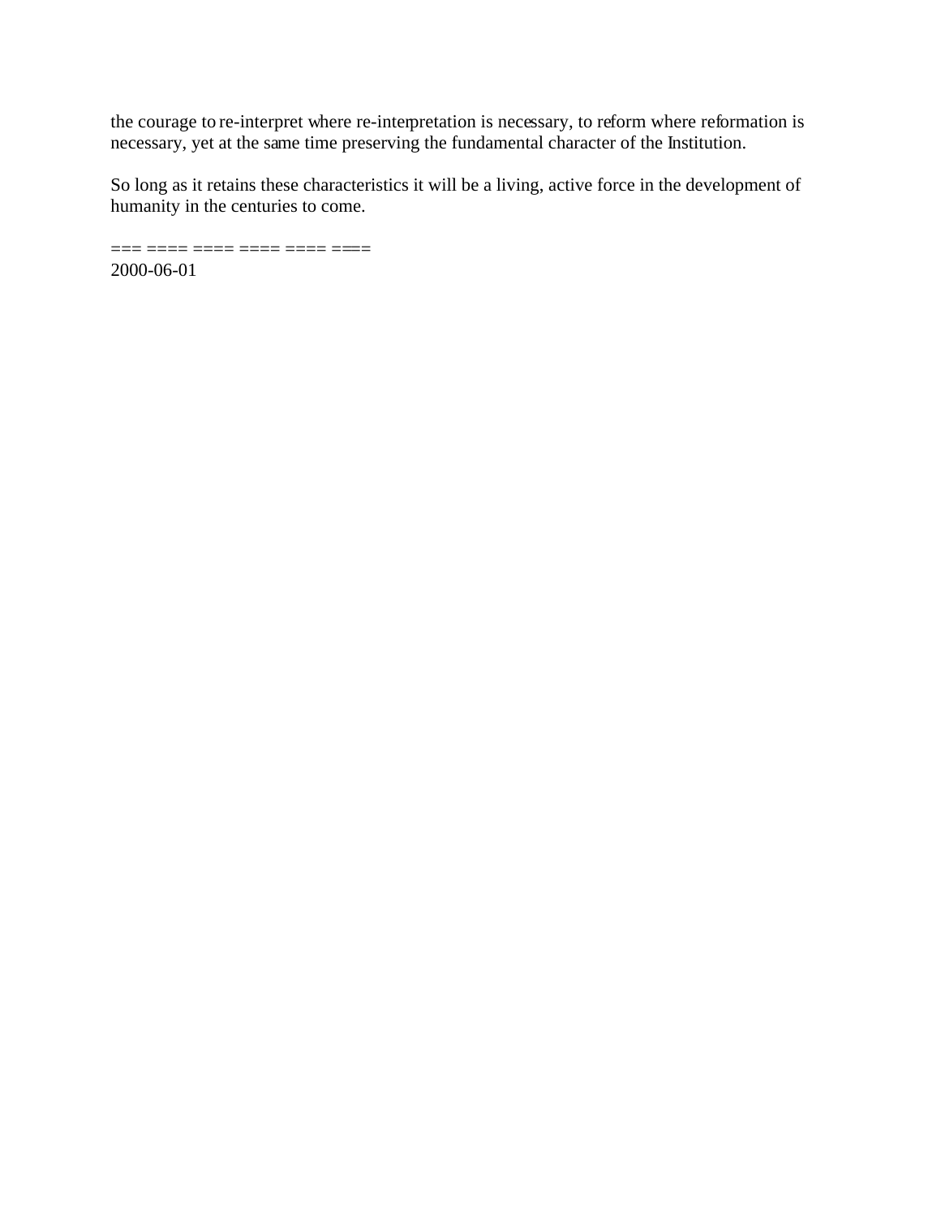the courage to re-interpret where re-interpretation is necessary, to reform where reformation is necessary, yet at the same time preserving the fundamental character of the Institution.

So long as it retains these characteristics it will be a living, active force in the development of humanity in the centuries to come.

=== ==== ==== ==== ==== ====
2000-06-01